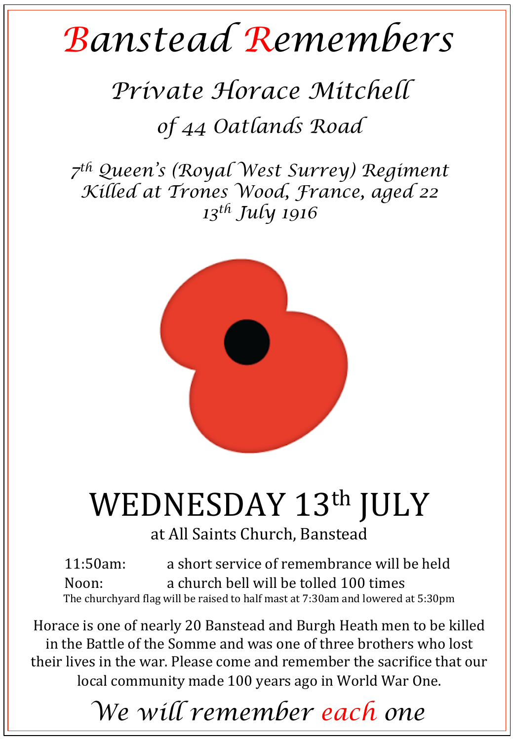# Banstead Remembers

## *Private Horace Mitchell*

### *of 44 Oatlands Road*

*7th Queen's (Royal West Surrey) Regiment*
*Killed at Trones Wood, France, aged 22*
*13th July 1916*

# WEDNESDAY 13th JULY

at All Saints Church, Banstead

11:50am: a short service of remembrance will be held
Noon: a church bell will be tolled 100 times

The churchyard flag will be raised to half mast at 7:30am and lowered at 5:30pm

Horace is one of nearly 20 Banstead and Burgh Heath men to be killed in the Battle of the Somme and was one of three brothers who lost their lives in the war. Please come and remember the sacrifice that our local community made 100 years ago in World War One.

## *We will remember each one*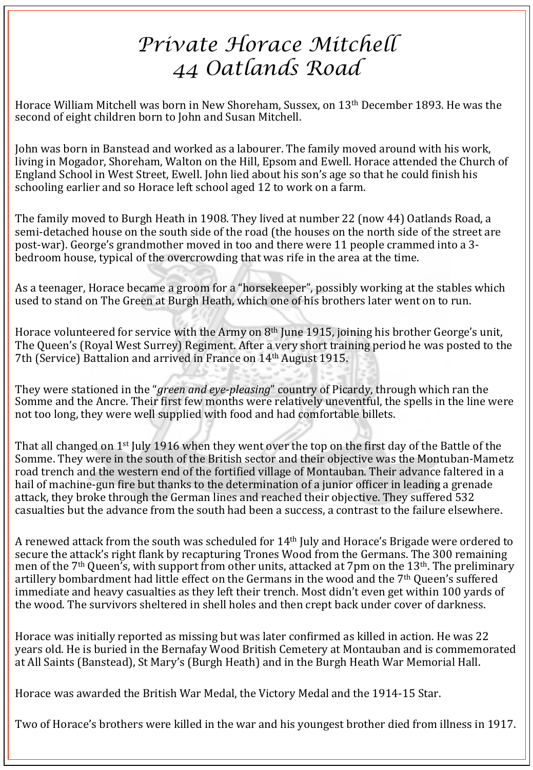# Private Horace Mitchell
# 44 Oatlands Road

Horace William Mitchell was born in New Shoreham, Sussex, on 13th December 1893. He was the second of eight children born to John and Susan Mitchell.

John was born in Banstead and worked as a labourer. The family moved around with his work, living in Mogador, Shoreham, Walton on the Hill, Epsom and Ewell. Horace attended the Church of England School in West Street, Ewell. John lied about his son's age so that he could finish his schooling earlier and so Horace left school aged 12 to work on a farm.

The family moved to Burgh Heath in 1908. They lived at number 22 (now 44) Oatlands Road, a semi-detached house on the south side of the road (the houses on the north side of the street are post-war). George's grandmother moved in too and there were 11 people crammed into a 3-bedroom house, typical of the overcrowding that was rife in the area at the time.

As a teenager, Horace became a groom for a "horsekeeper", possibly working at the stables which used to stand on The Green at Burgh Heath, which one of his brothers later went on to run.

Horace volunteered for service with the Army on 8th June 1915, joining his brother George's unit, The Queen's (Royal West Surrey) Regiment. After a very short training period he was posted to the 7th (Service) Battalion and arrived in France on 14th August 1915.

They were stationed in the "*green and eye-pleasing*" country of Picardy, through which ran the Somme and the Ancre. Their first few months were relatively uneventful, the spells in the line were not too long, they were well supplied with food and had comfortable billets.

That all changed on 1st July 1916 when they went over the top on the first day of the Battle of the Somme. They were in the south of the British sector and their objective was the Montuban-Mametz road trench and the western end of the fortified village of Montauban. Their advance faltered in a hail of machine-gun fire but thanks to the determination of a junior officer in leading a grenade attack, they broke through the German lines and reached their objective. They suffered 532 casualties but the advance from the south had been a success, a contrast to the failure elsewhere.

A renewed attack from the south was scheduled for 14th July and Horace's Brigade were ordered to secure the attack's right flank by recapturing Trones Wood from the Germans. The 300 remaining men of the 7th Queen's, with support from other units, attacked at 7pm on the 13th. The preliminary artillery bombardment had little effect on the Germans in the wood and the 7th Queen's suffered immediate and heavy casualties as they left their trench. Most didn't even get within 100 yards of the wood. The survivors sheltered in shell holes and then crept back under cover of darkness.

Horace was initially reported as missing but was later confirmed as killed in action. He was 22 years old. He is buried in the Bernafay Wood British Cemetery at Montauban and is commemorated at All Saints (Banstead), St Mary's (Burgh Heath) and in the Burgh Heath War Memorial Hall.

Horace was awarded the British War Medal, the Victory Medal and the 1914-15 Star.

Two of Horace's brothers were killed in the war and his youngest brother died from illness in 1917.